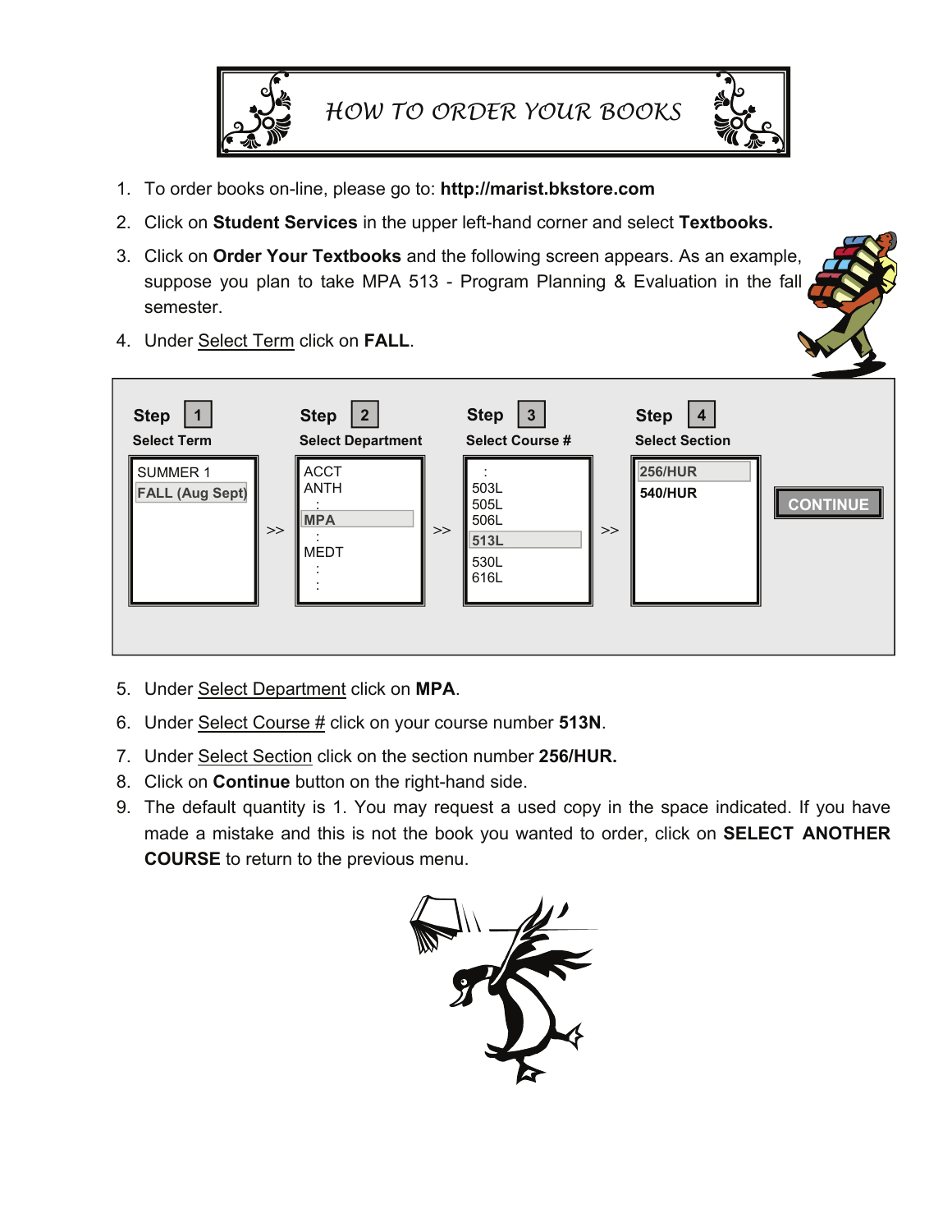# HOW TO ORDER YOUR BOOKS

1. To order books on-line, please go to: **http://marist.bkstore.com**
2. Click on **Student Services** in the upper left-hand corner and select **Textbooks.**
3. Click on **Order Your Textbooks** and the following screen appears. As an example, suppose you plan to take MPA 513 - Program Planning & Evaluation in the fall semester.
4. Under Select Term click on **FALL**.

| Step 1 | | Step 2 | | Step 3 | | Step 4 | |
|---|---|---|---|---|---|---|---|
| Select Term | | Select Department | | Select Course # | | Select Section | |
| SUMMER 1<br>**FALL (Aug Sept)** | >> | ACCT<br>ANTH<br>:<br>**MPA**<br>:<br>MEDT<br>:<br>: | >> | :<br>503L<br>505L<br>506L<br>**513L**<br>530L<br>616L | >> | **256/HUR**<br>**540/HUR** | **CONTINUE** |

5. Under Select Department click on **MPA**.
6. Under Select Course # click on your course number **513N**.
7. Under Select Section click on the section number **256/HUR.**
8. Click on **Continue** button on the right-hand side.
9. The default quantity is 1. You may request a used copy in the space indicated. If you have made a mistake and this is not the book you wanted to order, click on **SELECT ANOTHER COURSE** to return to the previous menu.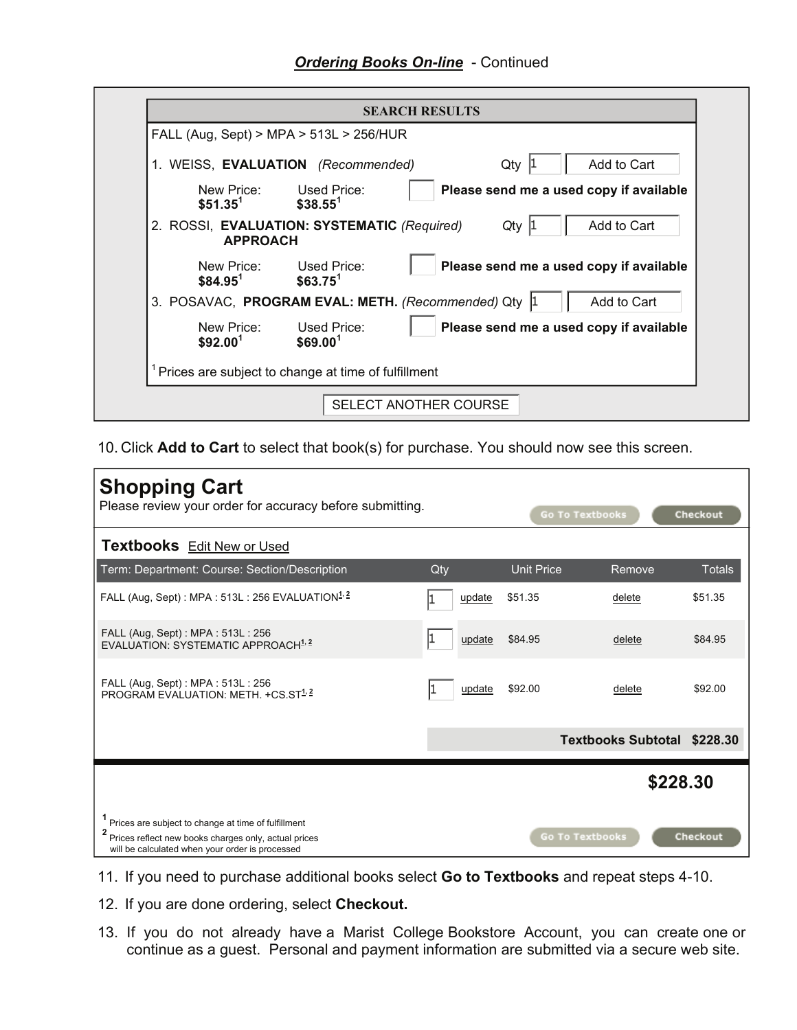***Ordering Books On-line*** - Continued

**SEARCH RESULTS**

FALL (Aug, Sept) > MPA > 513L > 256/HUR

| | | | |
|---|---|---|---|
| 1. WEISS, **EVALUATION** *(Recommended)* | | Qty 1 | Add to Cart |
| New Price: **$51.35**[1] | Used Price: **$38.55**[1] | ☐ **Please send me a used copy if available** | |
| 2. ROSSI, **EVALUATION: SYSTEMATIC APPROACH** *(Required)* | | Qty 1 | Add to Cart |
| New Price: **$84.95**[1] | Used Price: **$63.75**[1] | ☐ **Please send me a used copy if available** | |
| 3. POSAVAC, **PROGRAM EVAL: METH.** *(Recommended)* | | Qty 1 | Add to Cart |
| New Price: **$92.00**[1] | Used Price: **$69.00**[1] | ☐ **Please send me a used copy if available** | |

[1] Prices are subject to change at time of fulfillment

SELECT ANOTHER COURSE

10. Click **Add to Cart** to select that book(s) for purchase. You should now see this screen.

## Shopping Cart

Please review your order for accuracy before submitting.

Go To Textbooks | Checkout

**Textbooks** Edit New or Used

| Term: Department: Course: Section/Description | Qty | | Unit Price | Remove | Totals |
|---|---|---|---|---|---|
| FALL (Aug, Sept) : MPA : 513L : 256 EVALUATION[1, 2] | 1 | update | $51.35 | delete | $51.35 |
| FALL (Aug, Sept) : MPA : 513L : 256 EVALUATION: SYSTEMATIC APPROACH[1, 2] | 1 | update | $84.95 | delete | $84.95 |
| FALL (Aug, Sept) : MPA : 513L : 256 PROGRAM EVALUATION: METH. +CS.ST[1, 2] | 1 | update | $92.00 | delete | $92.00 |
| | | | | **Textbooks Subtotal** | **$228.30** |

**$228.30**

[1] Prices are subject to change at time of fulfillment

[2] Prices reflect new books charges only, actual prices will be calculated when your order is processed

Go To Textbooks | Checkout

11. If you need to purchase additional books select **Go to Textbooks** and repeat steps 4-10.
12. If you are done ordering, select **Checkout.**
13. If you do not already have a Marist College Bookstore Account, you can create one or continue as a guest. Personal and payment information are submitted via a secure web site.